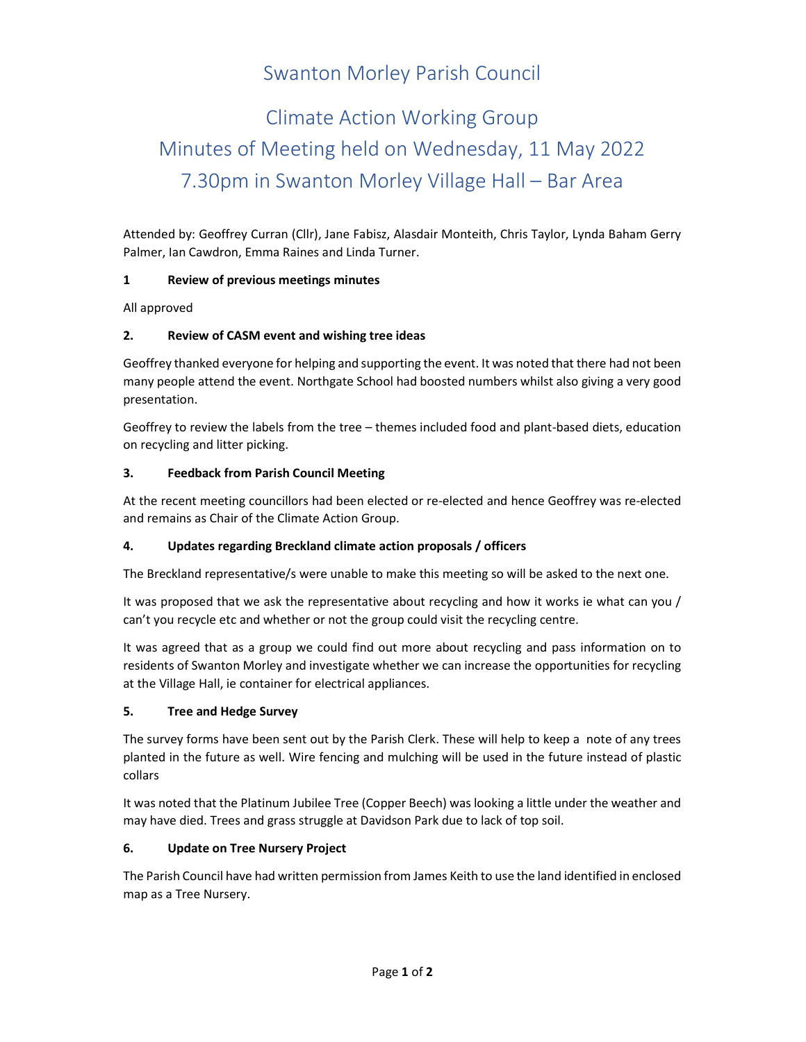# Swanton Morley Parish Council

## Climate Action Working Group
## Minutes of Meeting held on Wednesday, 11 May 2022
## 7.30pm in Swanton Morley Village Hall – Bar Area

Attended by: Geoffrey Curran (Cllr), Jane Fabisz, Alasdair Monteith, Chris Taylor, Lynda Baham Gerry Palmer, Ian Cawdron, Emma Raines and Linda Turner.

**1 Review of previous meetings minutes**

All approved

**2. Review of CASM event and wishing tree ideas**

Geoffrey thanked everyone for helping and supporting the event. It was noted that there had not been many people attend the event. Northgate School had boosted numbers whilst also giving a very good presentation.

Geoffrey to review the labels from the tree – themes included food and plant-based diets, education on recycling and litter picking.

**3. Feedback from Parish Council Meeting**

At the recent meeting councillors had been elected or re-elected and hence Geoffrey was re-elected and remains as Chair of the Climate Action Group.

**4. Updates regarding Breckland climate action proposals / officers**

The Breckland representative/s were unable to make this meeting so will be asked to the next one.

It was proposed that we ask the representative about recycling and how it works ie what can you / can't you recycle etc and whether or not the group could visit the recycling centre.

It was agreed that as a group we could find out more about recycling and pass information on to residents of Swanton Morley and investigate whether we can increase the opportunities for recycling at the Village Hall, ie container for electrical appliances.

**5. Tree and Hedge Survey**

The survey forms have been sent out by the Parish Clerk. These will help to keep a note of any trees planted in the future as well. Wire fencing and mulching will be used in the future instead of plastic collars

It was noted that the Platinum Jubilee Tree (Copper Beech) was looking a little under the weather and may have died. Trees and grass struggle at Davidson Park due to lack of top soil.

**6. Update on Tree Nursery Project**

The Parish Council have had written permission from James Keith to use the land identified in enclosed map as a Tree Nursery.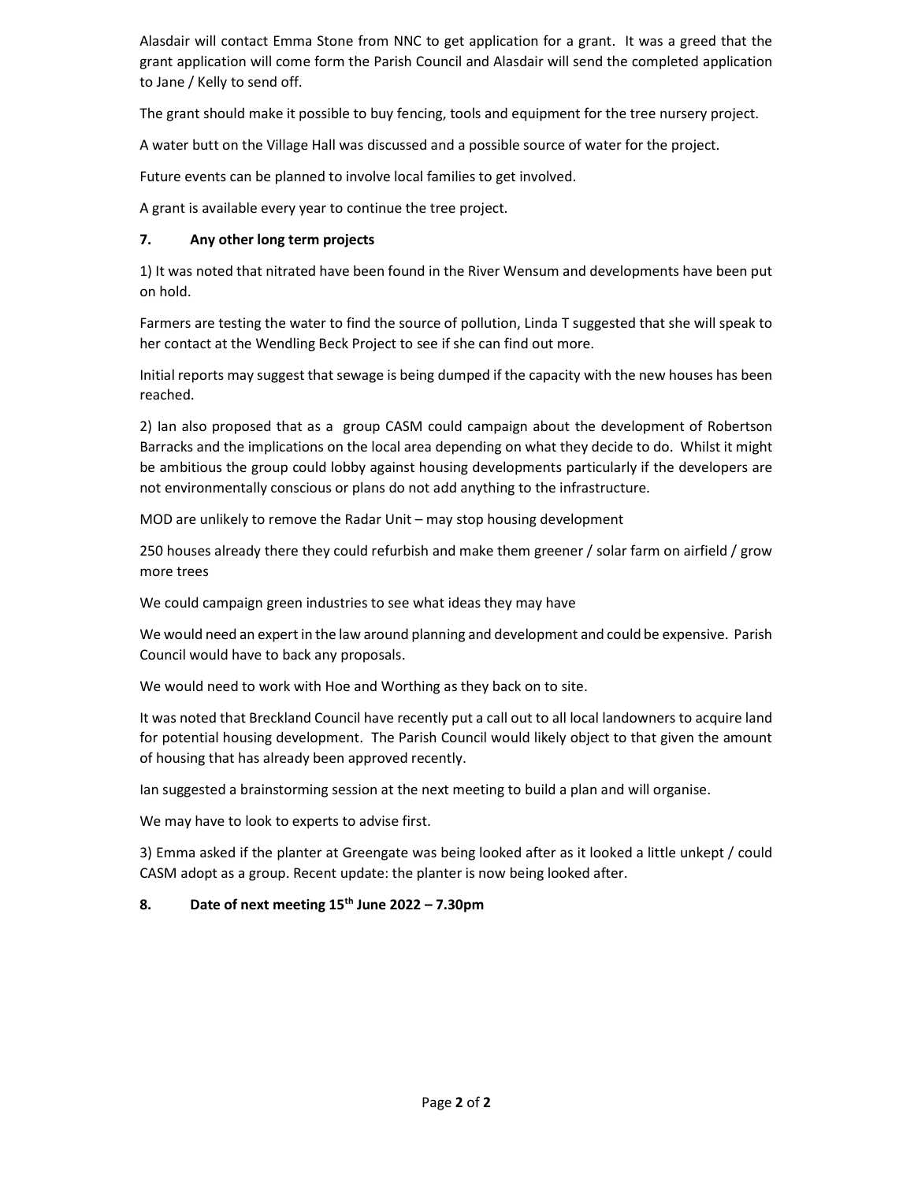Alasdair will contact Emma Stone from NNC to get application for a grant. It was a greed that the grant application will come form the Parish Council and Alasdair will send the completed application to Jane / Kelly to send off.

The grant should make it possible to buy fencing, tools and equipment for the tree nursery project.

A water butt on the Village Hall was discussed and a possible source of water for the project.

Future events can be planned to involve local families to get involved.

A grant is available every year to continue the tree project.

## 7. Any other long term projects

1) It was noted that nitrated have been found in the River Wensum and developments have been put on hold.

Farmers are testing the water to find the source of pollution, Linda T suggested that she will speak to her contact at the Wendling Beck Project to see if she can find out more.

Initial reports may suggest that sewage is being dumped if the capacity with the new houses has been reached.

2) Ian also proposed that as a group CASM could campaign about the development of Robertson Barracks and the implications on the local area depending on what they decide to do. Whilst it might be ambitious the group could lobby against housing developments particularly if the developers are not environmentally conscious or plans do not add anything to the infrastructure.

MOD are unlikely to remove the Radar Unit – may stop housing development

250 houses already there they could refurbish and make them greener / solar farm on airfield / grow more trees

We could campaign green industries to see what ideas they may have

We would need an expert in the law around planning and development and could be expensive. Parish Council would have to back any proposals.

We would need to work with Hoe and Worthing as they back on to site.

It was noted that Breckland Council have recently put a call out to all local landowners to acquire land for potential housing development. The Parish Council would likely object to that given the amount of housing that has already been approved recently.

Ian suggested a brainstorming session at the next meeting to build a plan and will organise.

We may have to look to experts to advise first.

3) Emma asked if the planter at Greengate was being looked after as it looked a little unkept / could CASM adopt as a group. Recent update: the planter is now being looked after.

## 8. Date of next meeting 15th June 2022 – 7.30pm